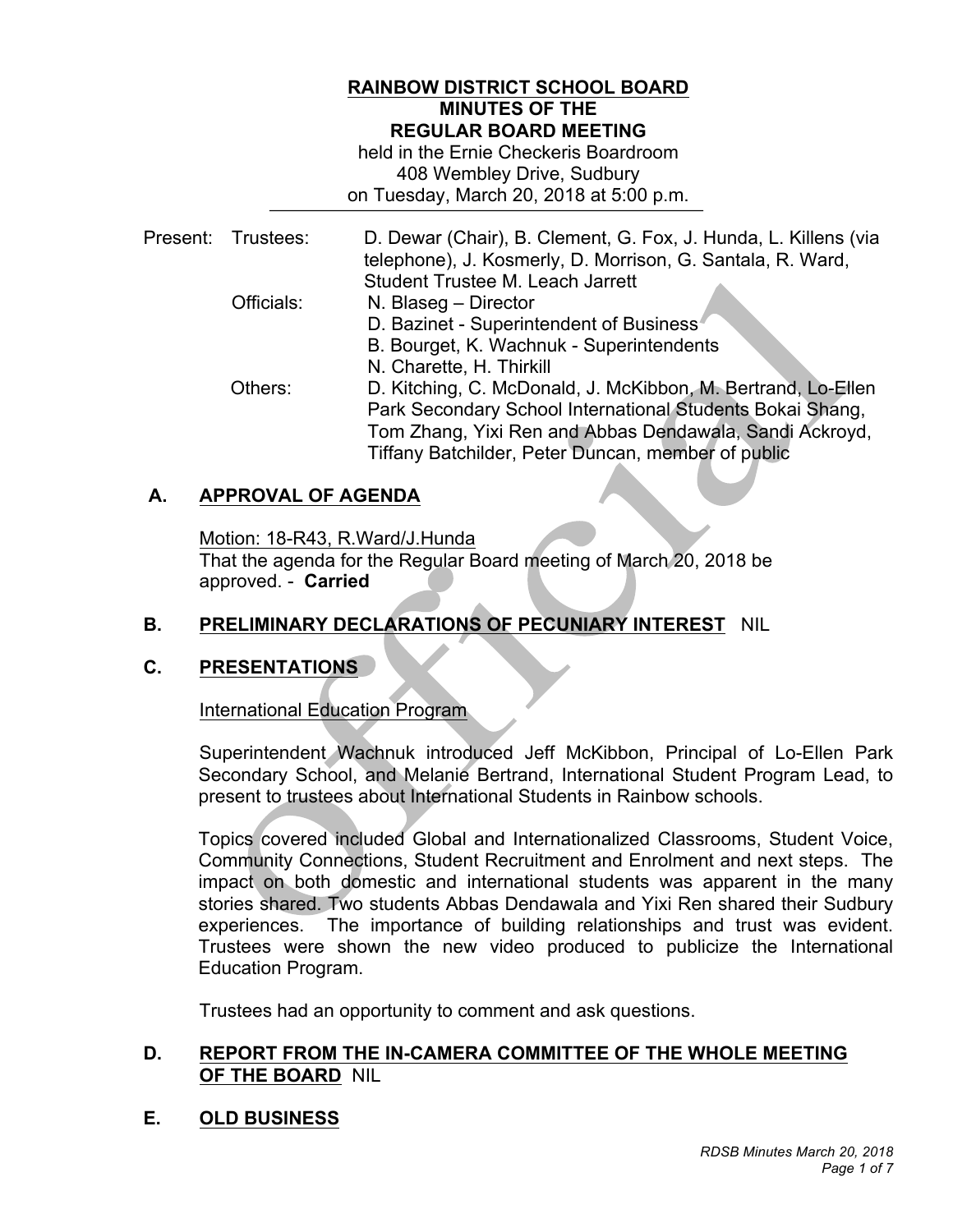**RAINBOW DISTRICT SCHOOL BOARD**
**MINUTES OF THE**
**REGULAR BOARD MEETING**
held in the Ernie Checkeris Boardroom
408 Wembley Drive, Sudbury
on Tuesday, March 20, 2018 at 5:00 p.m.

| | | |
|---|---|---|
| Present: | Trustees: | D. Dewar (Chair), B. Clement, G. Fox, J. Hunda, L. Killens (via telephone), J. Kosmerly, D. Morrison, G. Santala, R. Ward, Student Trustee M. Leach Jarrett |
| | Officials: | N. Blaseg – Director<br>D. Bazinet - Superintendent of Business<br>B. Bourget, K. Wachnuk - Superintendents<br>N. Charette, H. Thirkill |
| | Others: | D. Kitching, C. McDonald, J. McKibbon, M. Bertrand, Lo-Ellen Park Secondary School International Students Bokai Shang, Tom Zhang, Yixi Ren and Abbas Dendawala, Sandi Ackroyd, Tiffany Batchilder, Peter Duncan, member of public |

## A. APPROVAL OF AGENDA

Motion: 18-R43, R.Ward/J.Hunda
That the agenda for the Regular Board meeting of March 20, 2018 be approved. - **Carried**

## B. PRELIMINARY DECLARATIONS OF PECUNIARY INTEREST NIL

## C. PRESENTATIONS

International Education Program

Superintendent Wachnuk introduced Jeff McKibbon, Principal of Lo-Ellen Park Secondary School, and Melanie Bertrand, International Student Program Lead, to present to trustees about International Students in Rainbow schools.

Topics covered included Global and Internationalized Classrooms, Student Voice, Community Connections, Student Recruitment and Enrolment and next steps. The impact on both domestic and international students was apparent in the many stories shared. Two students Abbas Dendawala and Yixi Ren shared their Sudbury experiences. The importance of building relationships and trust was evident. Trustees were shown the new video produced to publicize the International Education Program.

Trustees had an opportunity to comment and ask questions.

## D. REPORT FROM THE IN-CAMERA COMMITTEE OF THE WHOLE MEETING OF THE BOARD NIL

## E. OLD BUSINESS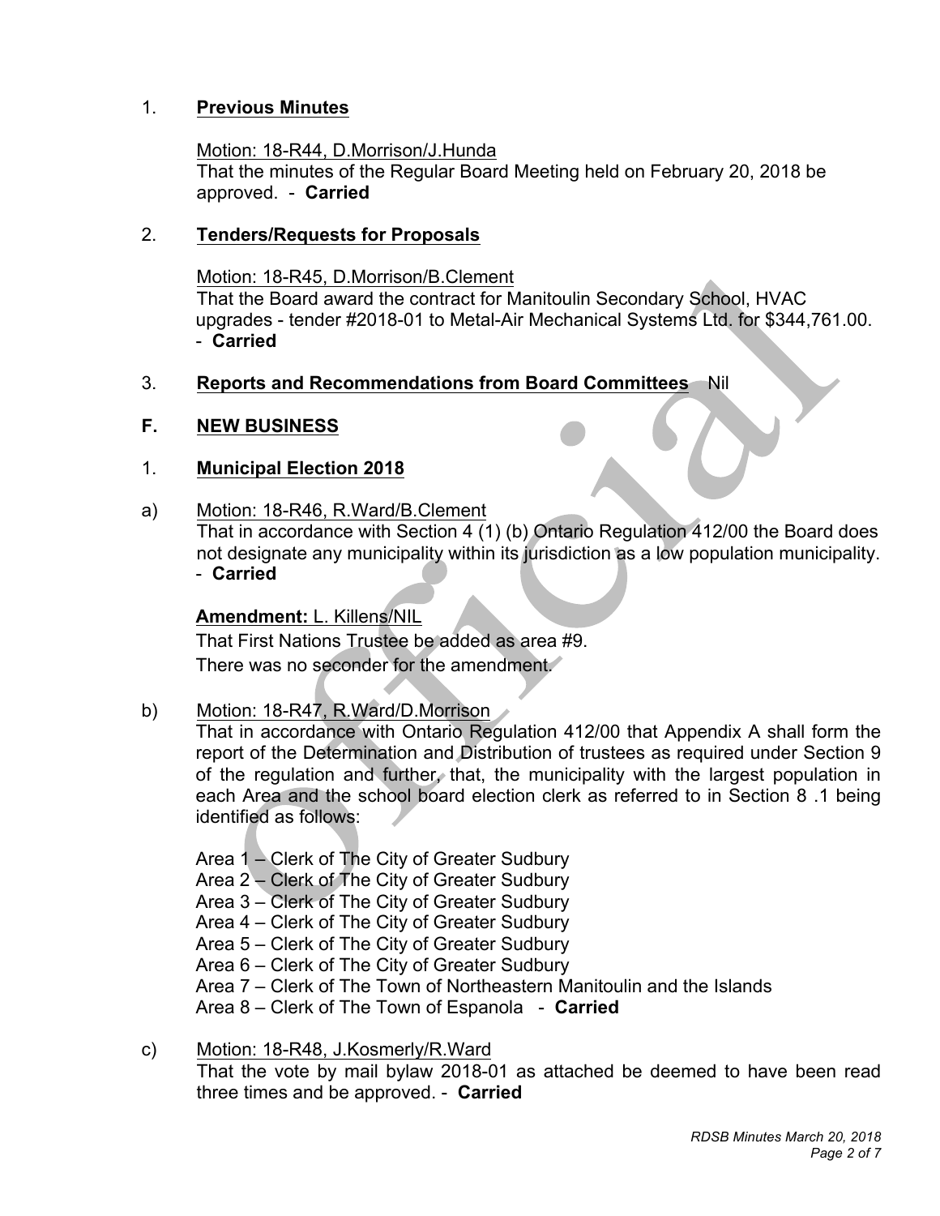1. **Previous Minutes**

Motion: 18-R44, D.Morrison/J.Hunda
That the minutes of the Regular Board Meeting held on February 20, 2018 be approved. - **Carried**

2. **Tenders/Requests for Proposals**

Motion: 18-R45, D.Morrison/B.Clement
That the Board award the contract for Manitoulin Secondary School, HVAC upgrades - tender #2018-01 to Metal-Air Mechanical Systems Ltd. for $344,761.00. - **Carried**

3. **Reports and Recommendations from Board Committees** Nil

## F. NEW BUSINESS

1. **Municipal Election 2018**

a) Motion: 18-R46, R.Ward/B.Clement
That in accordance with Section 4 (1) (b) Ontario Regulation 412/00 the Board does not designate any municipality within its jurisdiction as a low population municipality. - **Carried**

**Amendment:** L. Killens/NIL
That First Nations Trustee be added as area #9.
There was no seconder for the amendment.

b) Motion: 18-R47, R.Ward/D.Morrison
That in accordance with Ontario Regulation 412/00 that Appendix A shall form the report of the Determination and Distribution of trustees as required under Section 9 of the regulation and further, that, the municipality with the largest population in each Area and the school board election clerk as referred to in Section 8 .1 being identified as follows:

Area 1 – Clerk of The City of Greater Sudbury
Area 2 – Clerk of The City of Greater Sudbury
Area 3 – Clerk of The City of Greater Sudbury
Area 4 – Clerk of The City of Greater Sudbury
Area 5 – Clerk of The City of Greater Sudbury
Area 6 – Clerk of The City of Greater Sudbury
Area 7 – Clerk of The Town of Northeastern Manitoulin and the Islands
Area 8 – Clerk of The Town of Espanola - **Carried**

c) Motion: 18-R48, J.Kosmerly/R.Ward
That the vote by mail bylaw 2018-01 as attached be deemed to have been read three times and be approved. - **Carried**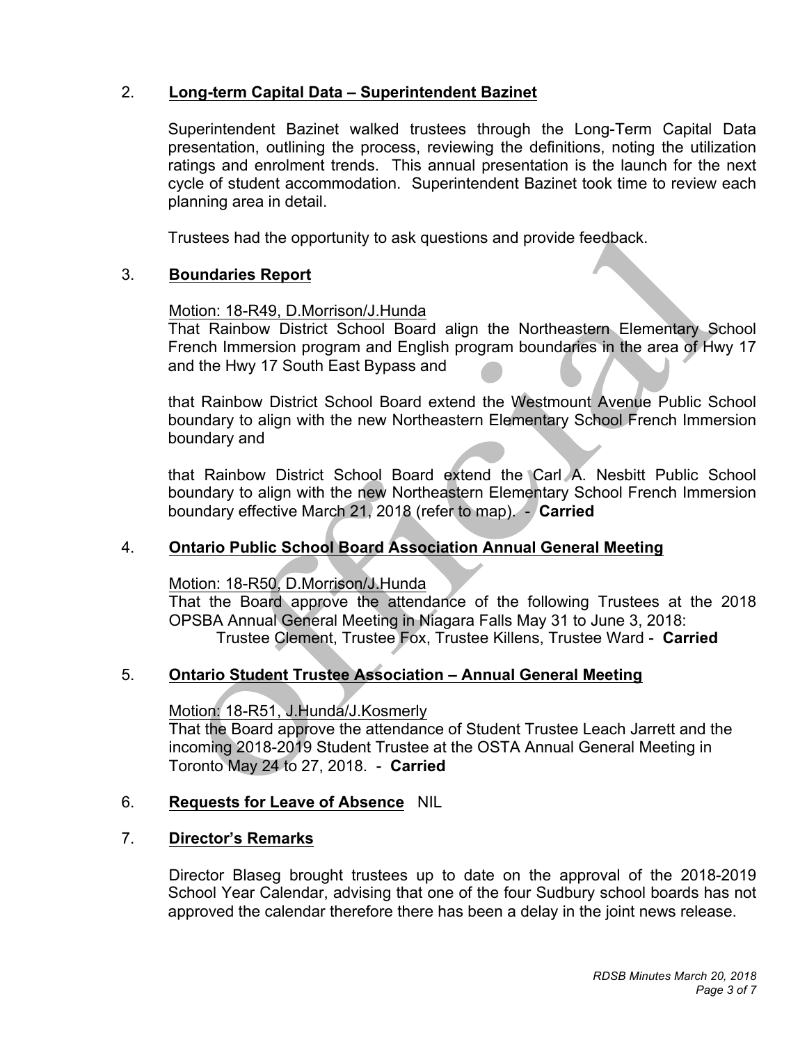## 2. **Long-term Capital Data – Superintendent Bazinet**

Superintendent Bazinet walked trustees through the Long-Term Capital Data presentation, outlining the process, reviewing the definitions, noting the utilization ratings and enrolment trends. This annual presentation is the launch for the next cycle of student accommodation. Superintendent Bazinet took time to review each planning area in detail.

Trustees had the opportunity to ask questions and provide feedback.

## 3. **Boundaries Report**

Motion: 18-R49, D.Morrison/J.Hunda

That Rainbow District School Board align the Northeastern Elementary School French Immersion program and English program boundaries in the area of Hwy 17 and the Hwy 17 South East Bypass and

that Rainbow District School Board extend the Westmount Avenue Public School boundary to align with the new Northeastern Elementary School French Immersion boundary and

that Rainbow District School Board extend the Carl A. Nesbitt Public School boundary to align with the new Northeastern Elementary School French Immersion boundary effective March 21, 2018 (refer to map). - **Carried**

## 4. **Ontario Public School Board Association Annual General Meeting**

Motion: 18-R50, D.Morrison/J.Hunda

That the Board approve the attendance of the following Trustees at the 2018 OPSBA Annual General Meeting in Niagara Falls May 31 to June 3, 2018:

Trustee Clement, Trustee Fox, Trustee Killens, Trustee Ward - **Carried**

## 5. **Ontario Student Trustee Association – Annual General Meeting**

Motion: 18-R51, J.Hunda/J.Kosmerly

That the Board approve the attendance of Student Trustee Leach Jarrett and the incoming 2018-2019 Student Trustee at the OSTA Annual General Meeting in Toronto May 24 to 27, 2018. - **Carried**

## 6. **Requests for Leave of Absence** NIL

## 7. **Director's Remarks**

Director Blaseg brought trustees up to date on the approval of the 2018-2019 School Year Calendar, advising that one of the four Sudbury school boards has not approved the calendar therefore there has been a delay in the joint news release.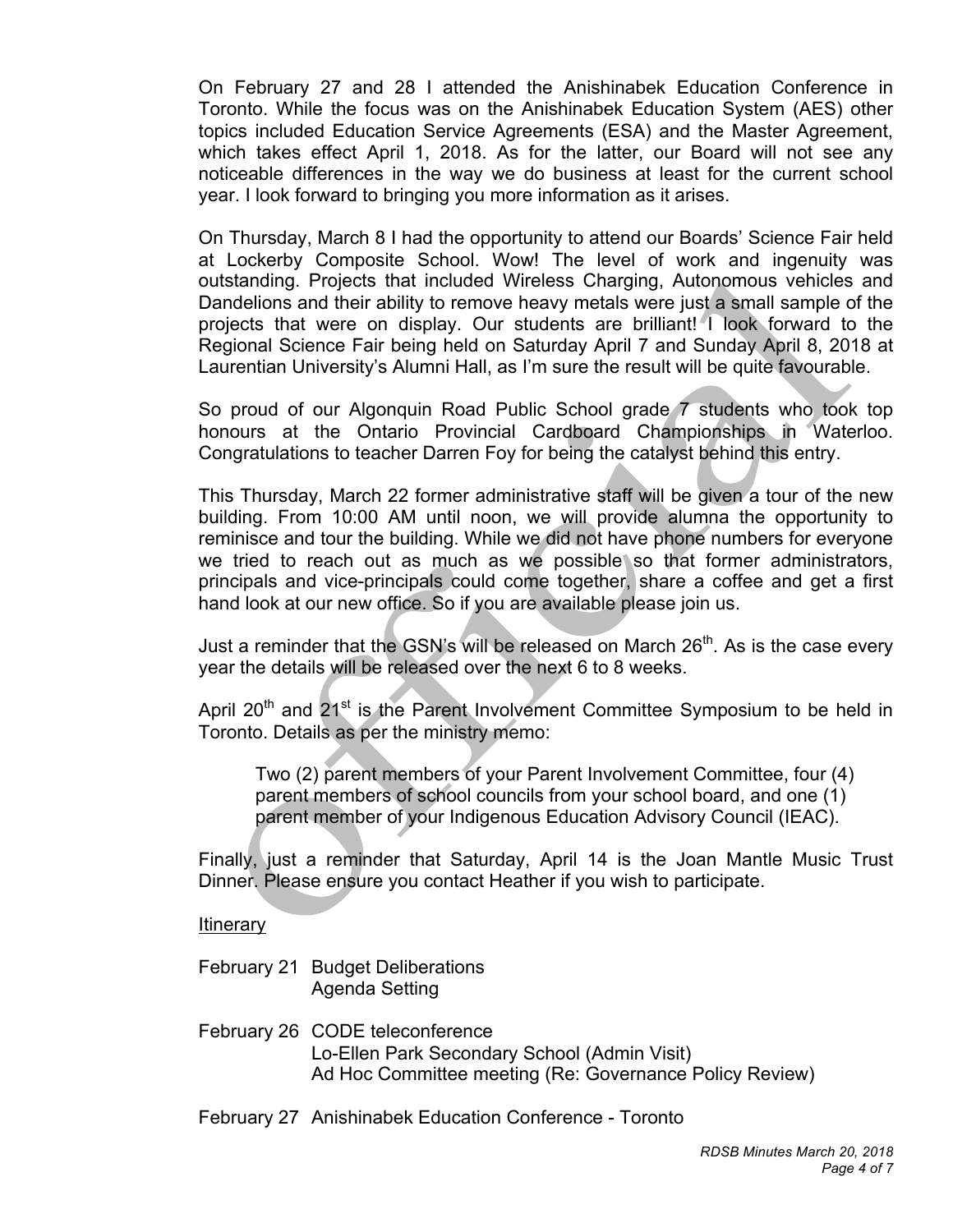On February 27 and 28 I attended the Anishinabek Education Conference in Toronto. While the focus was on the Anishinabek Education System (AES) other topics included Education Service Agreements (ESA) and the Master Agreement, which takes effect April 1, 2018. As for the latter, our Board will not see any noticeable differences in the way we do business at least for the current school year. I look forward to bringing you more information as it arises.

On Thursday, March 8 I had the opportunity to attend our Boards' Science Fair held at Lockerby Composite School. Wow! The level of work and ingenuity was outstanding. Projects that included Wireless Charging, Autonomous vehicles and Dandelions and their ability to remove heavy metals were just a small sample of the projects that were on display. Our students are brilliant! I look forward to the Regional Science Fair being held on Saturday April 7 and Sunday April 8, 2018 at Laurentian University's Alumni Hall, as I'm sure the result will be quite favourable.

So proud of our Algonquin Road Public School grade 7 students who took top honours at the Ontario Provincial Cardboard Championships in Waterloo. Congratulations to teacher Darren Foy for being the catalyst behind this entry.

This Thursday, March 22 former administrative staff will be given a tour of the new building. From 10:00 AM until noon, we will provide alumna the opportunity to reminisce and tour the building. While we did not have phone numbers for everyone we tried to reach out as much as we possible so that former administrators, principals and vice-principals could come together, share a coffee and get a first hand look at our new office. So if you are available please join us.

Just a reminder that the GSN's will be released on March 26th. As is the case every year the details will be released over the next 6 to 8 weeks.

April 20th and 21st is the Parent Involvement Committee Symposium to be held in Toronto. Details as per the ministry memo:

> Two (2) parent members of your Parent Involvement Committee, four (4) parent members of school councils from your school board, and one (1) parent member of your Indigenous Education Advisory Council (IEAC).

Finally, just a reminder that Saturday, April 14 is the Joan Mantle Music Trust Dinner. Please ensure you contact Heather if you wish to participate.

<u>Itinerary</u>

February 21 Budget Deliberations
Agenda Setting

February 26 CODE teleconference
Lo-Ellen Park Secondary School (Admin Visit)
Ad Hoc Committee meeting (Re: Governance Policy Review)

February 27 Anishinabek Education Conference - Toronto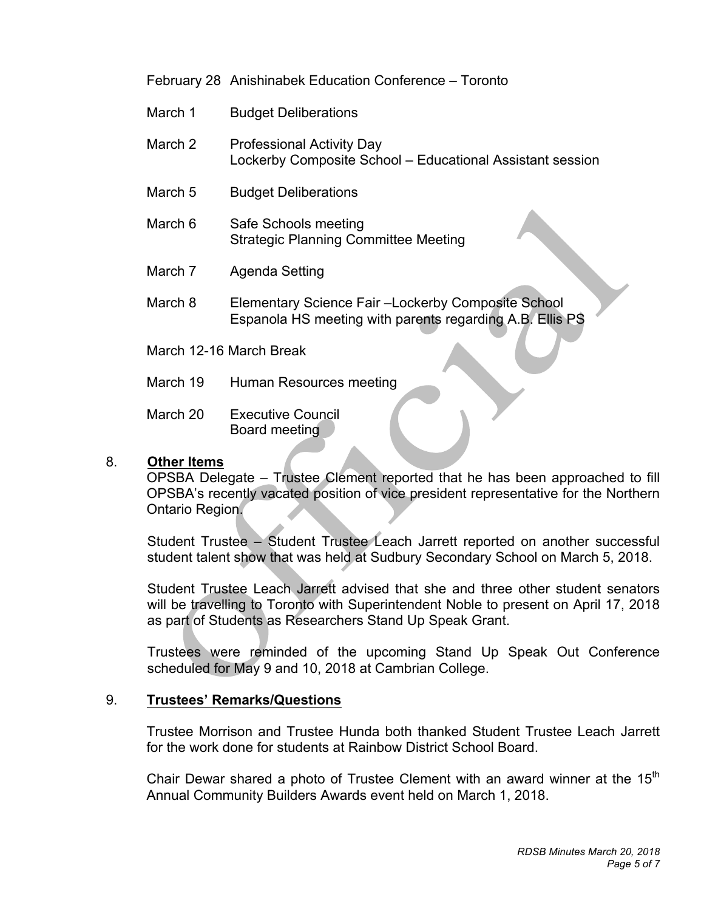February 28 Anishinabek Education Conference – Toronto

March 1 Budget Deliberations

March 2 Professional Activity Day
Lockerby Composite School – Educational Assistant session

March 5 Budget Deliberations

March 6 Safe Schools meeting
Strategic Planning Committee Meeting

March 7 Agenda Setting

March 8 Elementary Science Fair –Lockerby Composite School
Espanola HS meeting with parents regarding A.B. Ellis PS

March 12-16 March Break

March 19 Human Resources meeting

March 20 Executive Council
Board meeting

## 8. Other Items

OPSBA Delegate – Trustee Clement reported that he has been approached to fill OPSBA's recently vacated position of vice president representative for the Northern Ontario Region.

Student Trustee – Student Trustee Leach Jarrett reported on another successful student talent show that was held at Sudbury Secondary School on March 5, 2018.

Student Trustee Leach Jarrett advised that she and three other student senators will be travelling to Toronto with Superintendent Noble to present on April 17, 2018 as part of Students as Researchers Stand Up Speak Grant.

Trustees were reminded of the upcoming Stand Up Speak Out Conference scheduled for May 9 and 10, 2018 at Cambrian College.

## 9. Trustees' Remarks/Questions

Trustee Morrison and Trustee Hunda both thanked Student Trustee Leach Jarrett for the work done for students at Rainbow District School Board.

Chair Dewar shared a photo of Trustee Clement with an award winner at the 15th Annual Community Builders Awards event held on March 1, 2018.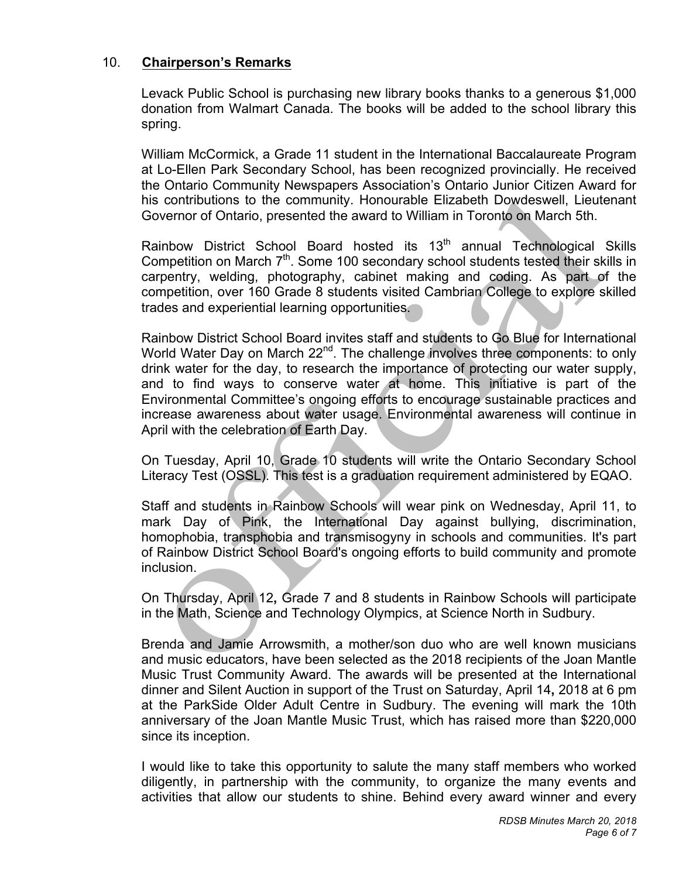## 10. **Chairperson's Remarks**

Levack Public School is purchasing new library books thanks to a generous $1,000 donation from Walmart Canada. The books will be added to the school library this spring.

William McCormick, a Grade 11 student in the International Baccalaureate Program at Lo-Ellen Park Secondary School, has been recognized provincially. He received the Ontario Community Newspapers Association's Ontario Junior Citizen Award for his contributions to the community. Honourable Elizabeth Dowdeswell, Lieutenant Governor of Ontario, presented the award to William in Toronto on March 5th.

Rainbow District School Board hosted its 13th annual Technological Skills Competition on March 7th. Some 100 secondary school students tested their skills in carpentry, welding, photography, cabinet making and coding. As part of the competition, over 160 Grade 8 students visited Cambrian College to explore skilled trades and experiential learning opportunities.

Rainbow District School Board invites staff and students to Go Blue for International World Water Day on March 22nd. The challenge involves three components: to only drink water for the day, to research the importance of protecting our water supply, and to find ways to conserve water at home. This initiative is part of the Environmental Committee's ongoing efforts to encourage sustainable practices and increase awareness about water usage. Environmental awareness will continue in April with the celebration of Earth Day.

On Tuesday, April 10, Grade 10 students will write the Ontario Secondary School Literacy Test (OSSL). This test is a graduation requirement administered by EQAO.

Staff and students in Rainbow Schools will wear pink on Wednesday, April 11, to mark Day of Pink, the International Day against bullying, discrimination, homophobia, transphobia and transmisogyny in schools and communities. It's part of Rainbow District School Board's ongoing efforts to build community and promote inclusion.

On Thursday, April 12**,** Grade 7 and 8 students in Rainbow Schools will participate in the Math, Science and Technology Olympics, at Science North in Sudbury.

Brenda and Jamie Arrowsmith, a mother/son duo who are well known musicians and music educators, have been selected as the 2018 recipients of the Joan Mantle Music Trust Community Award. The awards will be presented at the International dinner and Silent Auction in support of the Trust on Saturday, April 14**,** 2018 at 6 pm at the ParkSide Older Adult Centre in Sudbury. The evening will mark the 10th anniversary of the Joan Mantle Music Trust, which has raised more than $220,000 since its inception.

I would like to take this opportunity to salute the many staff members who worked diligently, in partnership with the community, to organize the many events and activities that allow our students to shine. Behind every award winner and every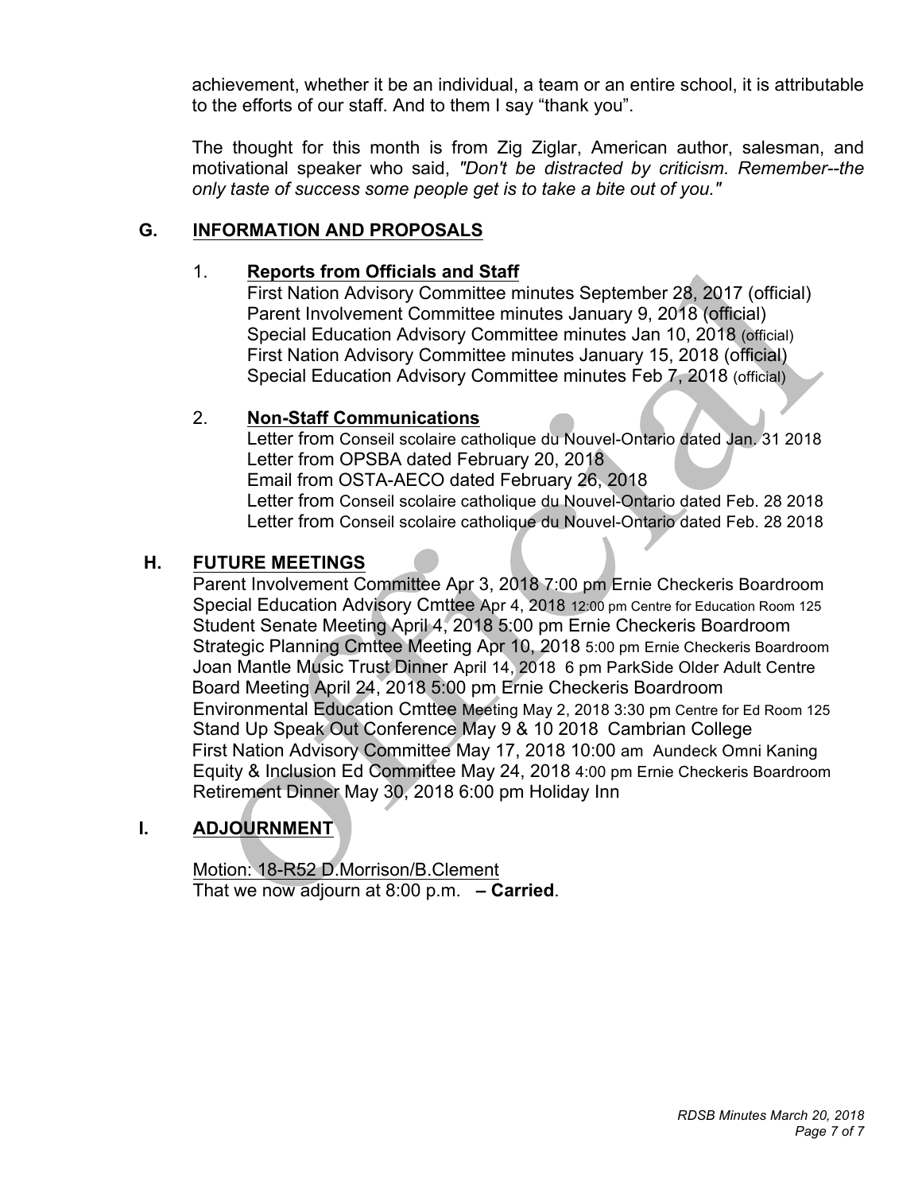achievement, whether it be an individual, a team or an entire school, it is attributable to the efforts of our staff. And to them I say "thank you".

The thought for this month is from Zig Ziglar, American author, salesman, and motivational speaker who said, *"Don't be distracted by criticism. Remember--the only taste of success some people get is to take a bite out of you."*

## G. INFORMATION AND PROPOSALS

### 1. Reports from Officials and Staff

First Nation Advisory Committee minutes September 28, 2017 (official)
Parent Involvement Committee minutes January 9, 2018 (official)
Special Education Advisory Committee minutes Jan 10, 2018 (official)
First Nation Advisory Committee minutes January 15, 2018 (official)
Special Education Advisory Committee minutes Feb 7, 2018 (official)

### 2. Non-Staff Communications

Letter from Conseil scolaire catholique du Nouvel-Ontario dated Jan. 31 2018
Letter from OPSBA dated February 20, 2018
Email from OSTA-AECO dated February 26, 2018
Letter from Conseil scolaire catholique du Nouvel-Ontario dated Feb. 28 2018
Letter from Conseil scolaire catholique du Nouvel-Ontario dated Feb. 28 2018

## H. FUTURE MEETINGS

Parent Involvement Committee Apr 3, 2018 7:00 pm Ernie Checkeris Boardroom
Special Education Advisory Cmttee Apr 4, 2018 12:00 pm Centre for Education Room 125
Student Senate Meeting April 4, 2018 5:00 pm Ernie Checkeris Boardroom
Strategic Planning Cmttee Meeting Apr 10, 2018 5:00 pm Ernie Checkeris Boardroom
Joan Mantle Music Trust Dinner April 14, 2018 6 pm ParkSide Older Adult Centre
Board Meeting April 24, 2018 5:00 pm Ernie Checkeris Boardroom
Environmental Education Cmttee Meeting May 2, 2018 3:30 pm Centre for Ed Room 125
Stand Up Speak Out Conference May 9 & 10 2018 Cambrian College
First Nation Advisory Committee May 17, 2018 10:00 am Aundeck Omni Kaning
Equity & Inclusion Ed Committee May 24, 2018 4:00 pm Ernie Checkeris Boardroom
Retirement Dinner May 30, 2018 6:00 pm Holiday Inn

## I. ADJOURNMENT

Motion: 18-R52 D.Morrison/B.Clement
That we now adjourn at 8:00 p.m. **– Carried**.